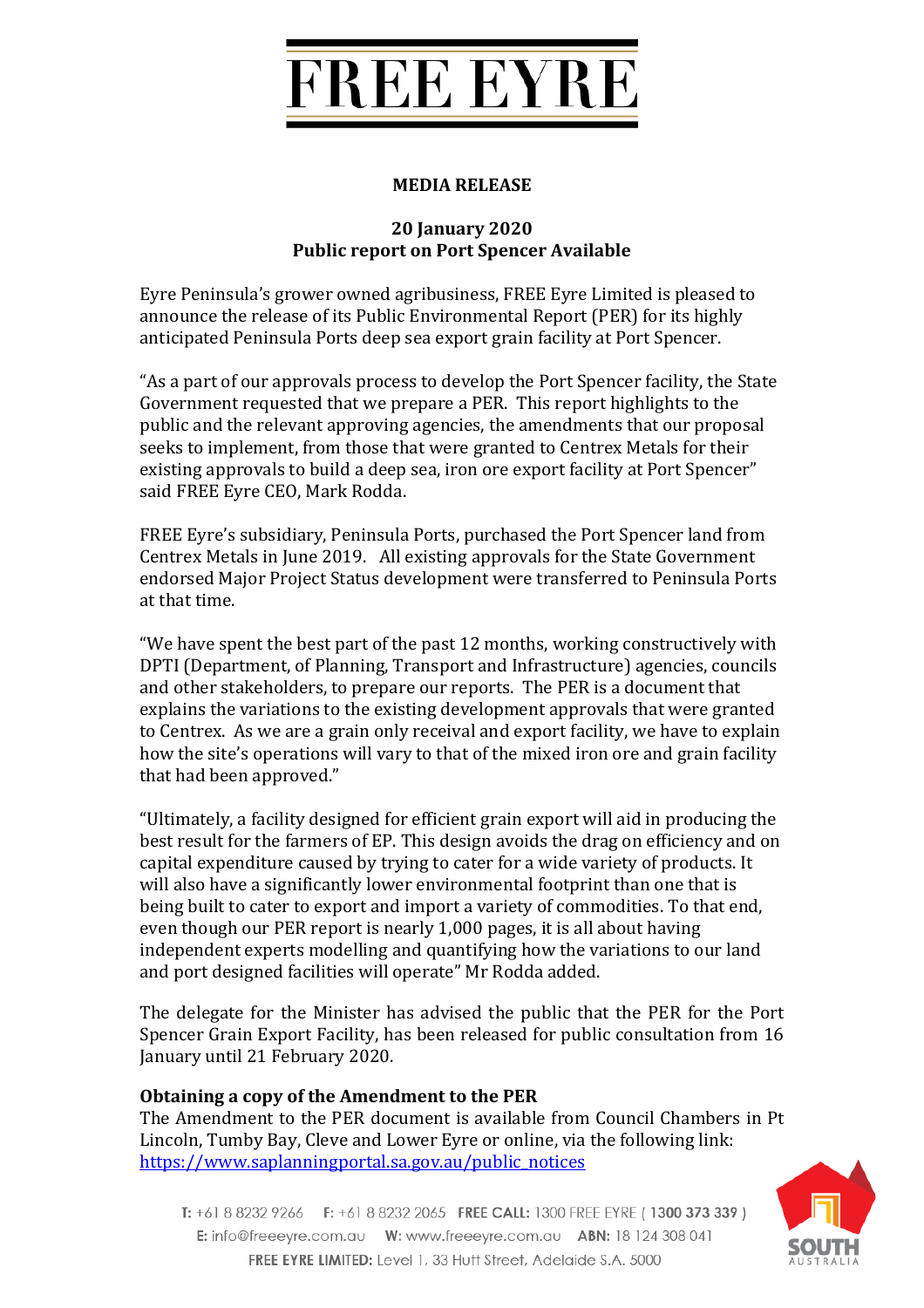# FREE EYRE

**MEDIA RELEASE**

**20 January 2020**
**Public report on Port Spencer Available**

Eyre Peninsula's grower owned agribusiness, FREE Eyre Limited is pleased to announce the release of its Public Environmental Report (PER) for its highly anticipated Peninsula Ports deep sea export grain facility at Port Spencer.

"As a part of our approvals process to develop the Port Spencer facility, the State Government requested that we prepare a PER. This report highlights to the public and the relevant approving agencies, the amendments that our proposal seeks to implement, from those that were granted to Centrex Metals for their existing approvals to build a deep sea, iron ore export facility at Port Spencer" said FREE Eyre CEO, Mark Rodda.

FREE Eyre's subsidiary, Peninsula Ports, purchased the Port Spencer land from Centrex Metals in June 2019. All existing approvals for the State Government endorsed Major Project Status development were transferred to Peninsula Ports at that time.

"We have spent the best part of the past 12 months, working constructively with DPTI (Department, of Planning, Transport and Infrastructure) agencies, councils and other stakeholders, to prepare our reports. The PER is a document that explains the variations to the existing development approvals that were granted to Centrex. As we are a grain only receival and export facility, we have to explain how the site's operations will vary to that of the mixed iron ore and grain facility that had been approved."

"Ultimately, a facility designed for efficient grain export will aid in producing the best result for the farmers of EP. This design avoids the drag on efficiency and on capital expenditure caused by trying to cater for a wide variety of products. It will also have a significantly lower environmental footprint than one that is being built to cater to export and import a variety of commodities. To that end, even though our PER report is nearly 1,000 pages, it is all about having independent experts modelling and quantifying how the variations to our land and port designed facilities will operate" Mr Rodda added.

The delegate for the Minister has advised the public that the PER for the Port Spencer Grain Export Facility, has been released for public consultation from 16 January until 21 February 2020.

**Obtaining a copy of the Amendment to the PER**

The Amendment to the PER document is available from Council Chambers in Pt Lincoln, Tumby Bay, Cleve and Lower Eyre or online, via the following link: https://www.saplanningportal.sa.gov.au/public_notices

T: +61 8 8232 9266 F: +61 8 8232 2065 FREE CALL: 1300 FREE EYRE ( 1300 373 339 )
E: info@freeeyre.com.au W: www.freeeyre.com.au ABN: 18 124 308 041
FREE EYRE LIMITED: Level 1, 33 Hutt Street, Adelaide S.A. 5000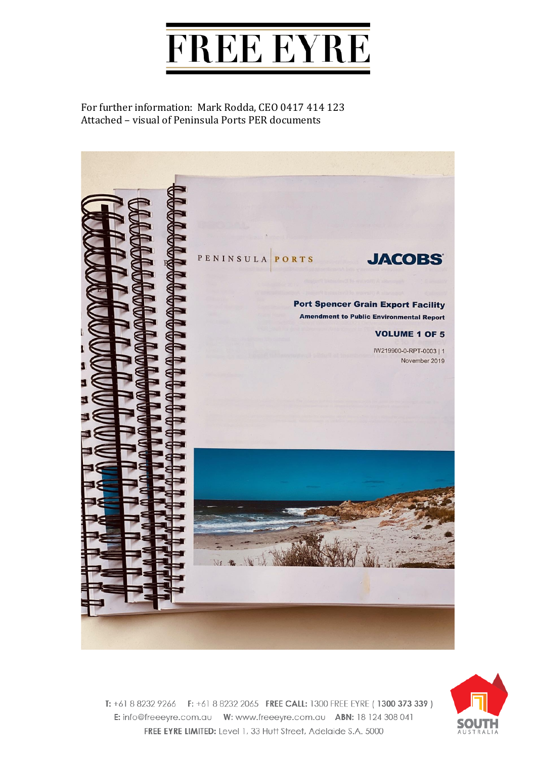# FREE EYRE

For further information: Mark Rodda, CEO 0417 414 123
Attached – visual of Peninsula Ports PER documents

T: +61 8 8232 9266 F: +61 8 8232 2065 FREE CALL: 1300 FREE EYRE ( 1300 373 339 )
E: info@freeeyre.com.au W: www.freeeyre.com.au ABN: 18 124 308 041
FREE EYRE LIMITED: Level 1, 33 Hutt Street, Adelaide S.A. 5000